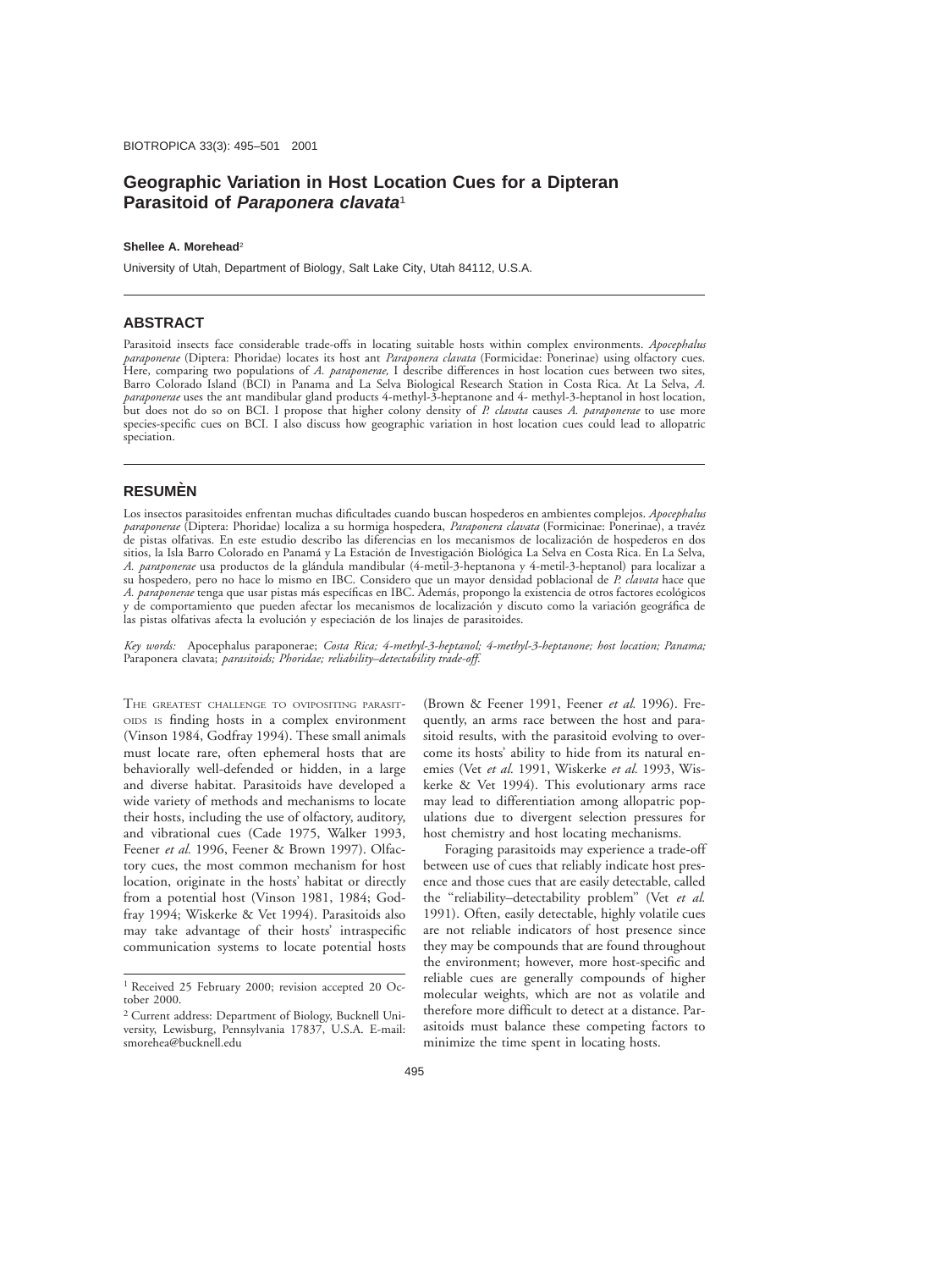# Geographic Variation in Host Location Cues for a Dipteran Parasitoid of *Paraponera clavata*[1]

**Shellee A. Morehead**[2]

University of Utah, Department of Biology, Salt Lake City, Utah 84112, U.S.A.

## ABSTRACT

Parasitoid insects face considerable trade-offs in locating suitable hosts within complex environments. *Apocephalus paraponerae* (Diptera: Phoridae) locates its host ant *Paraponera clavata* (Formicidae: Ponerinae) using olfactory cues. Here, comparing two populations of *A. paraponerae,* I describe differences in host location cues between two sites, Barro Colorado Island (BCI) in Panama and La Selva Biological Research Station in Costa Rica. At La Selva, *A. paraponerae* uses the ant mandibular gland products 4-methyl-3-heptanone and 4- methyl-3-heptanol in host location, but does not do so on BCI. I propose that higher colony density of *P. clavata* causes *A. paraponerae* to use more species-specific cues on BCI. I also discuss how geographic variation in host location cues could lead to allopatric speciation.

## RESUMÈN

Los insectos parasitoides enfrentan muchas dificultades cuando buscan hospederos en ambientes complejos. *Apocephalus paraponerae* (Diptera: Phoridae) localiza a su hormiga hospedera, *Paraponera clavata* (Formicinae: Ponerinae), a travéz de pistas olfativas. En este estudio describo las diferencias en los mecanismos de localización de hospederos en dos sitios, la Isla Barro Colorado en Panamá y La Estación de Investigación Biológica La Selva en Costa Rica. En La Selva, *A. paraponerae* usa productos de la glándula mandibular (4-metil-3-heptanona y 4-metil-3-heptanol) para localizar a su hospedero, pero no hace lo mismo en IBC. Considero que un mayor densidad poblacional de *P. clavata* hace que *A. paraponerae* tenga que usar pistas más específicas en IBC. Además, propongo la existencia de otros factores ecológicos y de comportamiento que pueden afectar los mecanismos de localización y discuto como la variación geográfica de las pistas olfativas afecta la evolución y especiación de los linajes de parasitoides.

*Key words:* Apocephalus paraponerae; *Costa Rica; 4-methyl-3-heptanol; 4-methyl-3-heptanone; host location; Panama;* Paraponera clavata; *parasitoids; Phoridae; reliability–detectability trade-off.*

The greatest challenge to ovipositing parasitoids is finding hosts in a complex environment (Vinson 1984, Godfray 1994). These small animals must locate rare, often ephemeral hosts that are behaviorally well-defended or hidden, in a large and diverse habitat. Parasitoids have developed a wide variety of methods and mechanisms to locate their hosts, including the use of olfactory, auditory, and vibrational cues (Cade 1975, Walker 1993, Feener *et al.* 1996, Feener & Brown 1997). Olfactory cues, the most common mechanism for host location, originate in the hosts' habitat or directly from a potential host (Vinson 1981, 1984; Godfray 1994; Wiskerke & Vet 1994). Parasitoids also may take advantage of their hosts' intraspecific communication systems to locate potential hosts (Brown & Feener 1991, Feener *et al.* 1996). Frequently, an arms race between the host and parasitoid results, with the parasitoid evolving to overcome its hosts' ability to hide from its natural enemies (Vet *et al.* 1991, Wiskerke *et al.* 1993, Wiskerke & Vet 1994). This evolutionary arms race may lead to differentiation among allopatric populations due to divergent selection pressures for host chemistry and host locating mechanisms.

Foraging parasitoids may experience a trade-off between use of cues that reliably indicate host presence and those cues that are easily detectable, called the "reliability–detectability problem" (Vet *et al.* 1991). Often, easily detectable, highly volatile cues are not reliable indicators of host presence since they may be compounds that are found throughout the environment; however, more host-specific and reliable cues are generally compounds of higher molecular weights, which are not as volatile and therefore more difficult to detect at a distance. Parasitoids must balance these competing factors to minimize the time spent in locating hosts.

[1] Received 25 February 2000; revision accepted 20 October 2000.

[2] Current address: Department of Biology, Bucknell University, Lewisburg, Pennsylvania 17837, U.S.A. E-mail: smorehea@bucknell.edu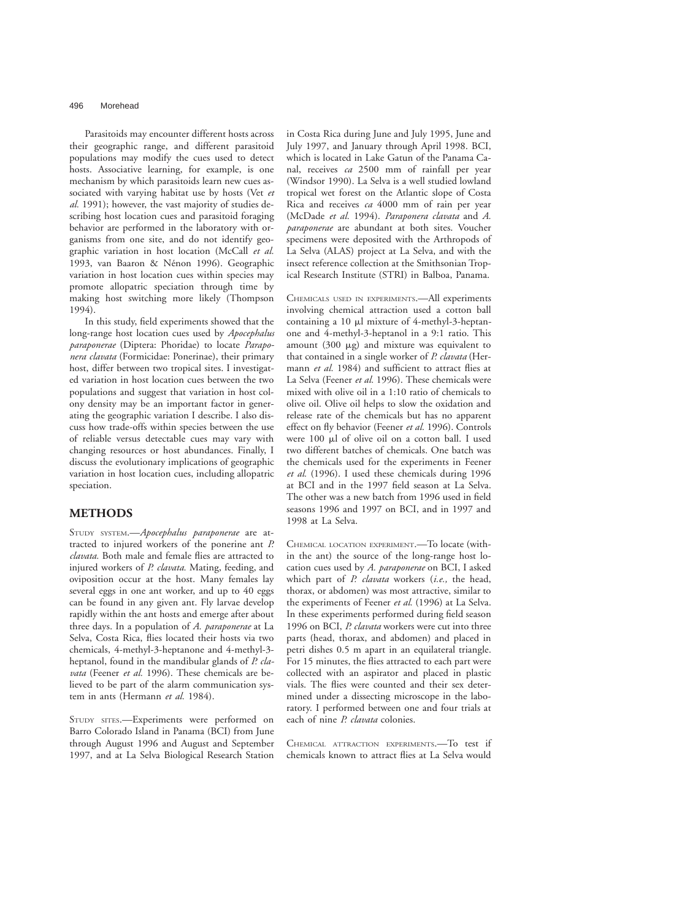Parasitoids may encounter different hosts across their geographic range, and different parasitoid populations may modify the cues used to detect hosts. Associative learning, for example, is one mechanism by which parasitoids learn new cues associated with varying habitat use by hosts (Vet *et al.* 1991); however, the vast majority of studies describing host location cues and parasitoid foraging behavior are performed in the laboratory with organisms from one site, and do not identify geographic variation in host location (McCall *et al.* 1993, van Baaron & Nénon 1996). Geographic variation in host location cues within species may promote allopatric speciation through time by making host switching more likely (Thompson 1994).

In this study, field experiments showed that the long-range host location cues used by *Apocephalus paraponerae* (Diptera: Phoridae) to locate *Paraponera clavata* (Formicidae: Ponerinae), their primary host, differ between two tropical sites. I investigated variation in host location cues between the two populations and suggest that variation in host colony density may be an important factor in generating the geographic variation I describe. I also discuss how trade-offs within species between the use of reliable versus detectable cues may vary with changing resources or host abundances. Finally, I discuss the evolutionary implications of geographic variation in host location cues, including allopatric speciation.

## METHODS

STUDY SYSTEM.—*Apocephalus paraponerae* are attracted to injured workers of the ponerine ant *P. clavata.* Both male and female flies are attracted to injured workers of *P. clavata.* Mating, feeding, and oviposition occur at the host. Many females lay several eggs in one ant worker, and up to 40 eggs can be found in any given ant. Fly larvae develop rapidly within the ant hosts and emerge after about three days. In a population of *A. paraponerae* at La Selva, Costa Rica, flies located their hosts via two chemicals, 4-methyl-3-heptanone and 4-methyl-3-heptanol, found in the mandibular glands of *P. clavata* (Feener *et al.* 1996). These chemicals are believed to be part of the alarm communication system in ants (Hermann *et al.* 1984).

STUDY SITES.—Experiments were performed on Barro Colorado Island in Panama (BCI) from June through August 1996 and August and September 1997, and at La Selva Biological Research Station in Costa Rica during June and July 1995, June and July 1997, and January through April 1998. BCI, which is located in Lake Gatun of the Panama Canal, receives *ca* 2500 mm of rainfall per year (Windsor 1990). La Selva is a well studied lowland tropical wet forest on the Atlantic slope of Costa Rica and receives *ca* 4000 mm of rain per year (McDade *et al.* 1994). *Paraponera clavata* and *A. paraponerae* are abundant at both sites. Voucher specimens were deposited with the Arthropods of La Selva (ALAS) project at La Selva, and with the insect reference collection at the Smithsonian Tropical Research Institute (STRI) in Balboa, Panama.

CHEMICALS USED IN EXPERIMENTS.—All experiments involving chemical attraction used a cotton ball containing a 10 μl mixture of 4-methyl-3-heptanone and 4-methyl-3-heptanol in a 9:1 ratio. This amount (300 μg) and mixture was equivalent to that contained in a single worker of *P. clavata* (Hermann *et al.* 1984) and sufficient to attract flies at La Selva (Feener *et al.* 1996). These chemicals were mixed with olive oil in a 1:10 ratio of chemicals to olive oil. Olive oil helps to slow the oxidation and release rate of the chemicals but has no apparent effect on fly behavior (Feener *et al.* 1996). Controls were 100 μl of olive oil on a cotton ball. I used two different batches of chemicals. One batch was the chemicals used for the experiments in Feener *et al.* (1996). I used these chemicals during 1996 at BCI and in the 1997 field season at La Selva. The other was a new batch from 1996 used in field seasons 1996 and 1997 on BCI, and in 1997 and 1998 at La Selva.

CHEMICAL LOCATION EXPERIMENT.—To locate (within the ant) the source of the long-range host location cues used by *A. paraponerae* on BCI, I asked which part of *P. clavata* workers (*i.e.,* the head, thorax, or abdomen) was most attractive, similar to the experiments of Feener *et al.* (1996) at La Selva. In these experiments performed during field season 1996 on BCI, *P. clavata* workers were cut into three parts (head, thorax, and abdomen) and placed in petri dishes 0.5 m apart in an equilateral triangle. For 15 minutes, the flies attracted to each part were collected with an aspirator and placed in plastic vials. The flies were counted and their sex determined under a dissecting microscope in the laboratory. I performed between one and four trials at each of nine *P. clavata* colonies.

CHEMICAL ATTRACTION EXPERIMENTS.—To test if chemicals known to attract flies at La Selva would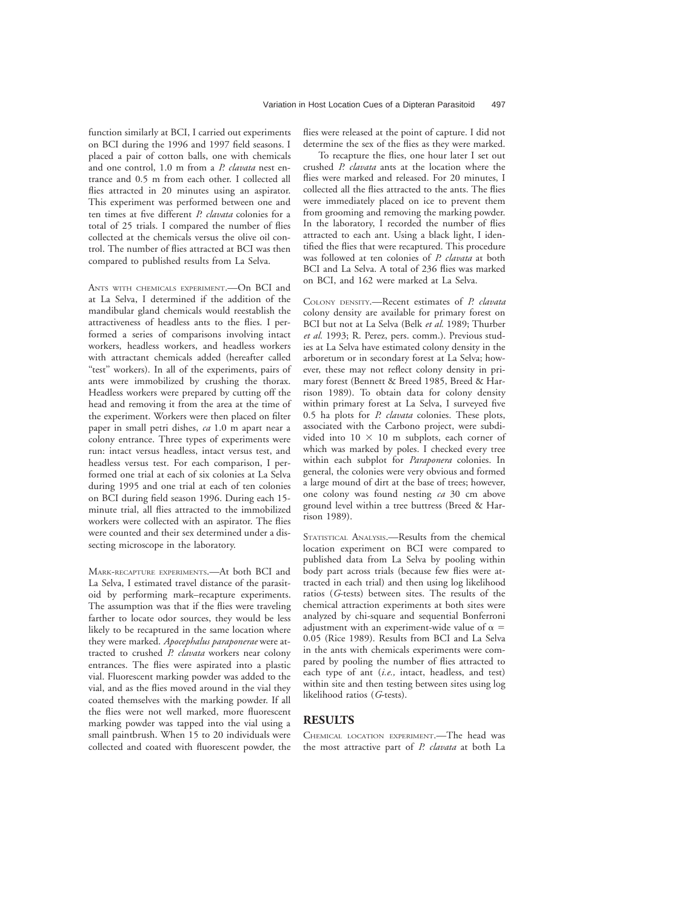function similarly at BCI, I carried out experiments on BCI during the 1996 and 1997 field seasons. I placed a pair of cotton balls, one with chemicals and one control, 1.0 m from a *P. clavata* nest entrance and 0.5 m from each other. I collected all flies attracted in 20 minutes using an aspirator. This experiment was performed between one and ten times at five different *P. clavata* colonies for a total of 25 trials. I compared the number of flies collected at the chemicals versus the olive oil control. The number of flies attracted at BCI was then compared to published results from La Selva.

Ants with chemicals experiment.—On BCI and at La Selva, I determined if the addition of the mandibular gland chemicals would reestablish the attractiveness of headless ants to the flies. I performed a series of comparisons involving intact workers, headless workers, and headless workers with attractant chemicals added (hereafter called "test" workers). In all of the experiments, pairs of ants were immobilized by crushing the thorax. Headless workers were prepared by cutting off the head and removing it from the area at the time of the experiment. Workers were then placed on filter paper in small petri dishes, *ca* 1.0 m apart near a colony entrance. Three types of experiments were run: intact versus headless, intact versus test, and headless versus test. For each comparison, I performed one trial at each of six colonies at La Selva during 1995 and one trial at each of ten colonies on BCI during field season 1996. During each 15-minute trial, all flies attracted to the immobilized workers were collected with an aspirator. The flies were counted and their sex determined under a dissecting microscope in the laboratory.

Mark-recapture experiments.—At both BCI and La Selva, I estimated travel distance of the parasitoid by performing mark–recapture experiments. The assumption was that if the flies were traveling farther to locate odor sources, they would be less likely to be recaptured in the same location where they were marked. *Apocephalus paraponerae* were attracted to crushed *P. clavata* workers near colony entrances. The flies were aspirated into a plastic vial. Fluorescent marking powder was added to the vial, and as the flies moved around in the vial they coated themselves with the marking powder. If all the flies were not well marked, more fluorescent marking powder was tapped into the vial using a small paintbrush. When 15 to 20 individuals were collected and coated with fluorescent powder, the flies were released at the point of capture. I did not determine the sex of the flies as they were marked.

To recapture the flies, one hour later I set out crushed *P. clavata* ants at the location where the flies were marked and released. For 20 minutes, I collected all the flies attracted to the ants. The flies were immediately placed on ice to prevent them from grooming and removing the marking powder. In the laboratory, I recorded the number of flies attracted to each ant. Using a black light, I identified the flies that were recaptured. This procedure was followed at ten colonies of *P. clavata* at both BCI and La Selva. A total of 236 flies was marked on BCI, and 162 were marked at La Selva.

Colony density.—Recent estimates of *P. clavata* colony density are available for primary forest on BCI but not at La Selva (Belk *et al.* 1989; Thurber *et al.* 1993; R. Perez, pers. comm.). Previous studies at La Selva have estimated colony density in the arboretum or in secondary forest at La Selva; however, these may not reflect colony density in primary forest (Bennett & Breed 1985, Breed & Harrison 1989). To obtain data for colony density within primary forest at La Selva, I surveyed five 0.5 ha plots for *P. clavata* colonies. These plots, associated with the Carbono project, were subdivided into 10 × 10 m subplots, each corner of which was marked by poles. I checked every tree within each subplot for *Paraponera* colonies. In general, the colonies were very obvious and formed a large mound of dirt at the base of trees; however, one colony was found nesting *ca* 30 cm above ground level within a tree buttress (Breed & Harrison 1989).

Statistical Analysis.—Results from the chemical location experiment on BCI were compared to published data from La Selva by pooling within body part across trials (because few flies were attracted in each trial) and then using log likelihood ratios (*G*-tests) between sites. The results of the chemical attraction experiments at both sites were analyzed by chi-square and sequential Bonferroni adjustment with an experiment-wide value of $\alpha = 0.05$ (Rice 1989). Results from BCI and La Selva in the ants with chemicals experiments were compared by pooling the number of flies attracted to each type of ant (*i.e.,* intact, headless, and test) within site and then testing between sites using log likelihood ratios (*G*-tests).

## RESULTS

Chemical location experiment.—The head was the most attractive part of *P. clavata* at both La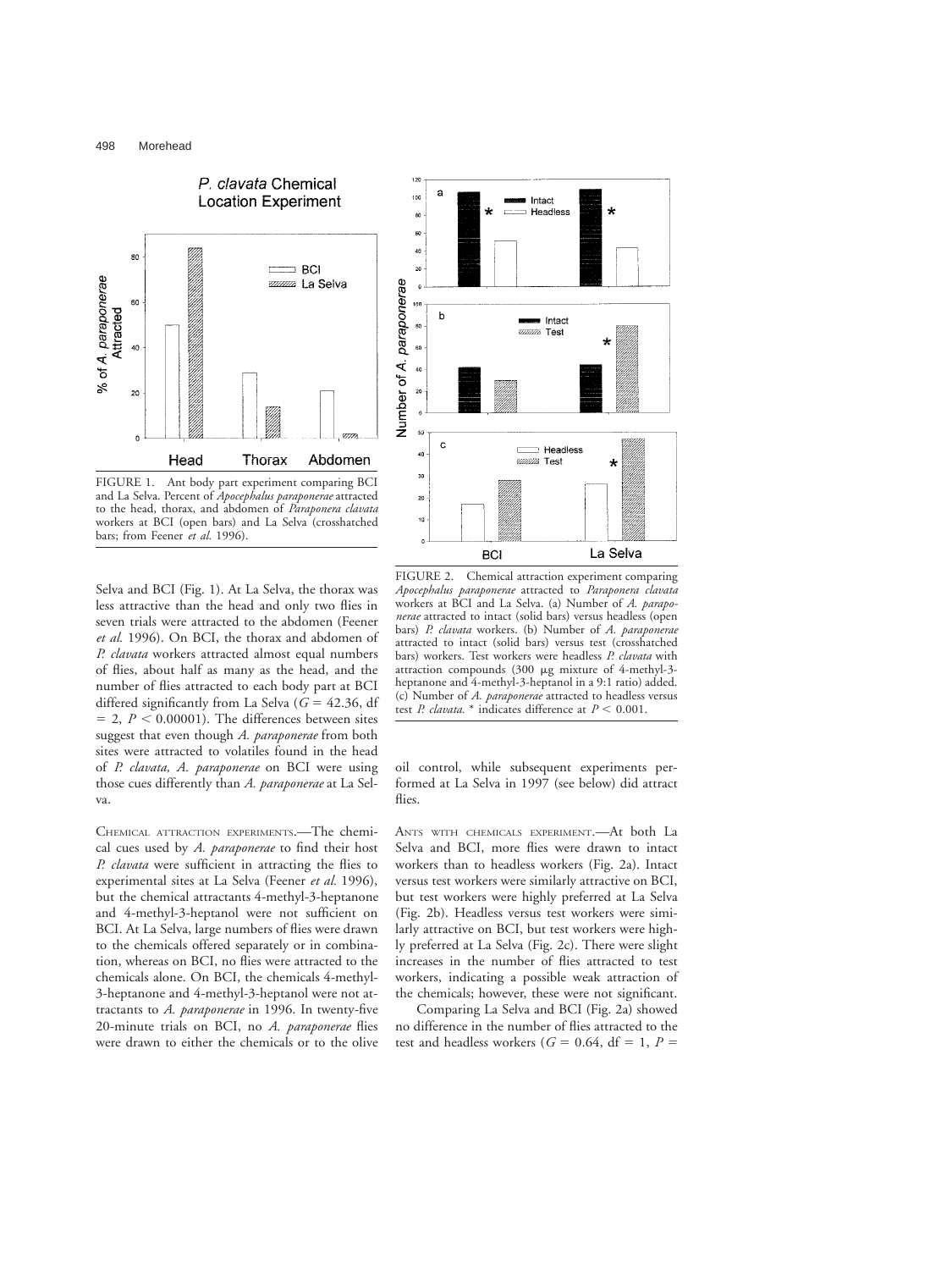FIGURE 1. Ant body part experiment comparing BCI and La Selva. Percent of *Apocephalus paraponerae* attracted to the head, thorax, and abdomen of *Paraponera clavata* workers at BCI (open bars) and La Selva (crosshatched bars; from Feener *et al.* 1996).

FIGURE 2. Chemical attraction experiment comparing *Apocephalus paraponerae* attracted to *Paraponera clavata* workers at BCI and La Selva. (a) Number of *A. paraponerae* attracted to intact (solid bars) versus headless (open bars) *P. clavata* workers. (b) Number of *A. paraponerae* attracted to intact (solid bars) versus test (crosshatched bars) workers. Test workers were headless *P. clavata* with attraction compounds (300 μg mixture of 4-methyl-3-heptanone and 4-methyl-3-heptanol in a 9:1 ratio) added. (c) Number of *A. paraponerae* attracted to headless versus test *P. clavata*. * indicates difference at $P < 0.001$.

Selva and BCI (Fig. 1). At La Selva, the thorax was less attractive than the head and only two flies in seven trials were attracted to the abdomen (Feener *et al.* 1996). On BCI, the thorax and abdomen of *P. clavata* workers attracted almost equal numbers of flies, about half as many as the head, and the number of flies attracted to each body part at BCI differed significantly from La Selva ($G = 42.36$, df $= 2$, $P < 0.00001$). The differences between sites suggest that even though *A. paraponerae* from both sites were attracted to volatiles found in the head of *P. clavata, A. paraponerae* on BCI were using those cues differently than *A. paraponerae* at La Selva.

CHEMICAL ATTRACTION EXPERIMENTS.—The chemical cues used by *A. paraponerae* to find their host *P. clavata* were sufficient in attracting the flies to experimental sites at La Selva (Feener *et al.* 1996), but the chemical attractants 4-methyl-3-heptanone and 4-methyl-3-heptanol were not sufficient on BCI. At La Selva, large numbers of flies were drawn to the chemicals offered separately or in combination, whereas on BCI, no flies were attracted to the chemicals alone. On BCI, the chemicals 4-methyl-3-heptanone and 4-methyl-3-heptanol were not attractants to *A. paraponerae* in 1996. In twenty-five 20-minute trials on BCI, no *A. paraponerae* flies were drawn to either the chemicals or to the olive oil control, while subsequent experiments performed at La Selva in 1997 (see below) did attract flies.

ANTS WITH CHEMICALS EXPERIMENT.—At both La Selva and BCI, more flies were drawn to intact workers than to headless workers (Fig. 2a). Intact versus test workers were similarly attractive on BCI, but test workers were highly preferred at La Selva (Fig. 2b). Headless versus test workers were similarly attractive on BCI, but test workers were highly preferred at La Selva (Fig. 2c). There were slight increases in the number of flies attracted to test workers, indicating a possible weak attraction of the chemicals; however, these were not significant.

Comparing La Selva and BCI (Fig. 2a) showed no difference in the number of flies attracted to the test and headless workers ($G = 0.64$, df $= 1$, $P =$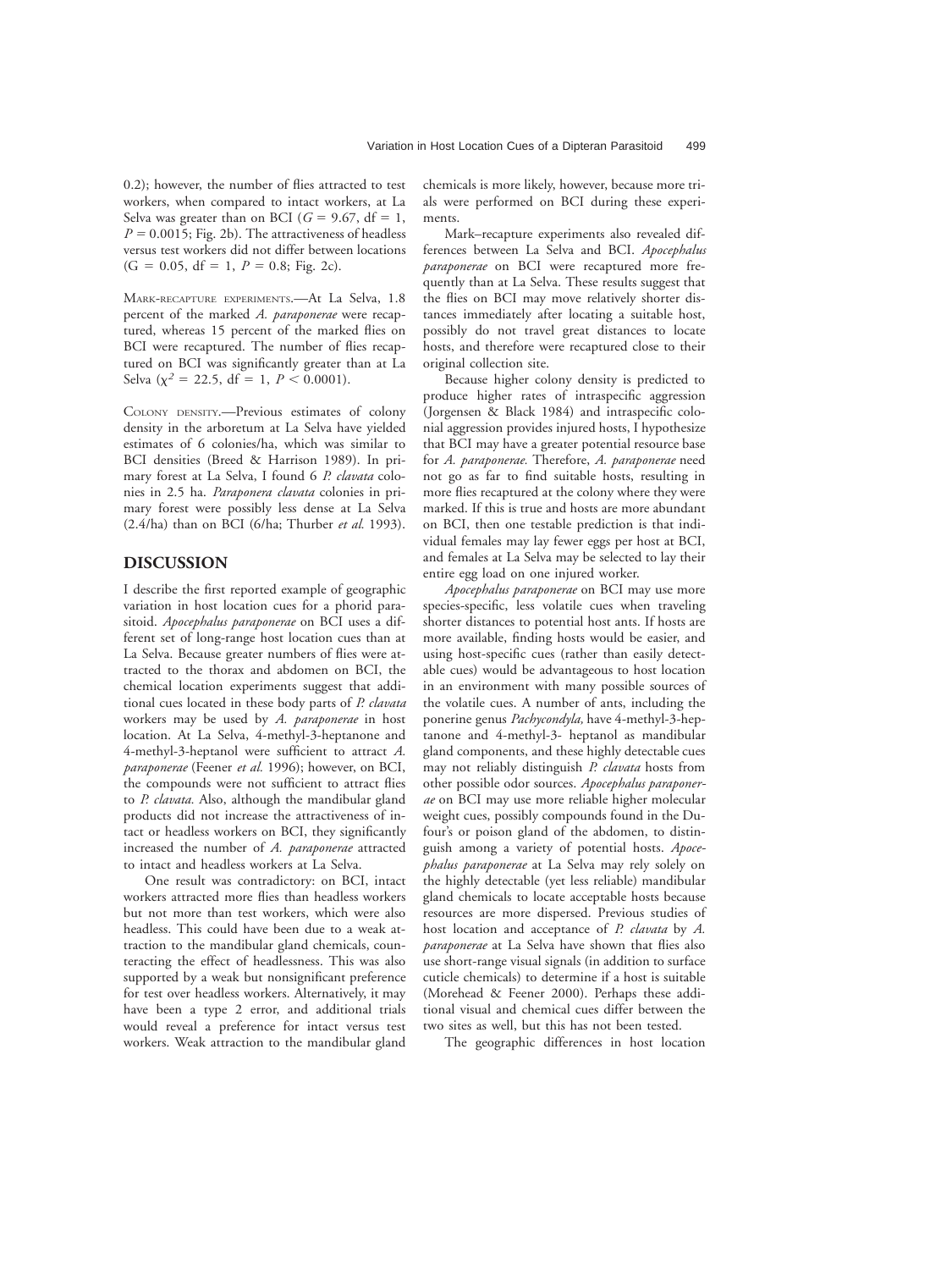0.2); however, the number of flies attracted to test workers, when compared to intact workers, at La Selva was greater than on BCI ($G = 9.67$, df = 1, $P = 0.0015$; Fig. 2b). The attractiveness of headless versus test workers did not differ between locations ($G = 0.05$, df = 1, $P = 0.8$; Fig. 2c).

MARK-RECAPTURE EXPERIMENTS.—At La Selva, 1.8 percent of the marked *A. paraponerae* were recaptured, whereas 15 percent of the marked flies on BCI were recaptured. The number of flies recaptured on BCI was significantly greater than at La Selva ($\chi^2 = 22.5$, df = 1, $P < 0.0001$).

COLONY DENSITY.—Previous estimates of colony density in the arboretum at La Selva have yielded estimates of 6 colonies/ha, which was similar to BCI densities (Breed & Harrison 1989). In primary forest at La Selva, I found 6 *P. clavata* colonies in 2.5 ha. *Paraponera clavata* colonies in primary forest were possibly less dense at La Selva (2.4/ha) than on BCI (6/ha; Thurber *et al.* 1993).

## DISCUSSION

I describe the first reported example of geographic variation in host location cues for a phorid parasitoid. *Apocephalus paraponerae* on BCI uses a different set of long-range host location cues than at La Selva. Because greater numbers of flies were attracted to the thorax and abdomen on BCI, the chemical location experiments suggest that additional cues located in these body parts of *P. clavata* workers may be used by *A. paraponerae* in host location. At La Selva, 4-methyl-3-heptanone and 4-methyl-3-heptanol were sufficient to attract *A. paraponerae* (Feener *et al.* 1996); however, on BCI, the compounds were not sufficient to attract flies to *P. clavata.* Also, although the mandibular gland products did not increase the attractiveness of intact or headless workers on BCI, they significantly increased the number of *A. paraponerae* attracted to intact and headless workers at La Selva.

One result was contradictory: on BCI, intact workers attracted more flies than headless workers but not more than test workers, which were also headless. This could have been due to a weak attraction to the mandibular gland chemicals, counteracting the effect of headlessness. This was also supported by a weak but nonsignificant preference for test over headless workers. Alternatively, it may have been a type 2 error, and additional trials would reveal a preference for intact versus test workers. Weak attraction to the mandibular gland chemicals is more likely, however, because more trials were performed on BCI during these experiments.

Mark–recapture experiments also revealed differences between La Selva and BCI. *Apocephalus paraponerae* on BCI were recaptured more frequently than at La Selva. These results suggest that the flies on BCI may move relatively shorter distances immediately after locating a suitable host, possibly do not travel great distances to locate hosts, and therefore were recaptured close to their original collection site.

Because higher colony density is predicted to produce higher rates of intraspecific aggression (Jorgensen & Black 1984) and intraspecific colonial aggression provides injured hosts, I hypothesize that BCI may have a greater potential resource base for *A. paraponerae.* Therefore, *A. paraponerae* need not go as far to find suitable hosts, resulting in more flies recaptured at the colony where they were marked. If this is true and hosts are more abundant on BCI, then one testable prediction is that individual females may lay fewer eggs per host at BCI, and females at La Selva may be selected to lay their entire egg load on one injured worker.

*Apocephalus paraponerae* on BCI may use more species-specific, less volatile cues when traveling shorter distances to potential host ants. If hosts are more available, finding hosts would be easier, and using host-specific cues (rather than easily detectable cues) would be advantageous to host location in an environment with many possible sources of the volatile cues. A number of ants, including the ponerine genus *Pachycondyla,* have 4-methyl-3-heptanone and 4-methyl-3- heptanol as mandibular gland components, and these highly detectable cues may not reliably distinguish *P. clavata* hosts from other possible odor sources. *Apocephalus paraponerae* on BCI may use more reliable higher molecular weight cues, possibly compounds found in the Dufour's or poison gland of the abdomen, to distinguish among a variety of potential hosts. *Apocephalus paraponerae* at La Selva may rely solely on the highly detectable (yet less reliable) mandibular gland chemicals to locate acceptable hosts because resources are more dispersed. Previous studies of host location and acceptance of *P. clavata* by *A. paraponerae* at La Selva have shown that flies also use short-range visual signals (in addition to surface cuticle chemicals) to determine if a host is suitable (Morehead & Feener 2000). Perhaps these additional visual and chemical cues differ between the two sites as well, but this has not been tested.

The geographic differences in host location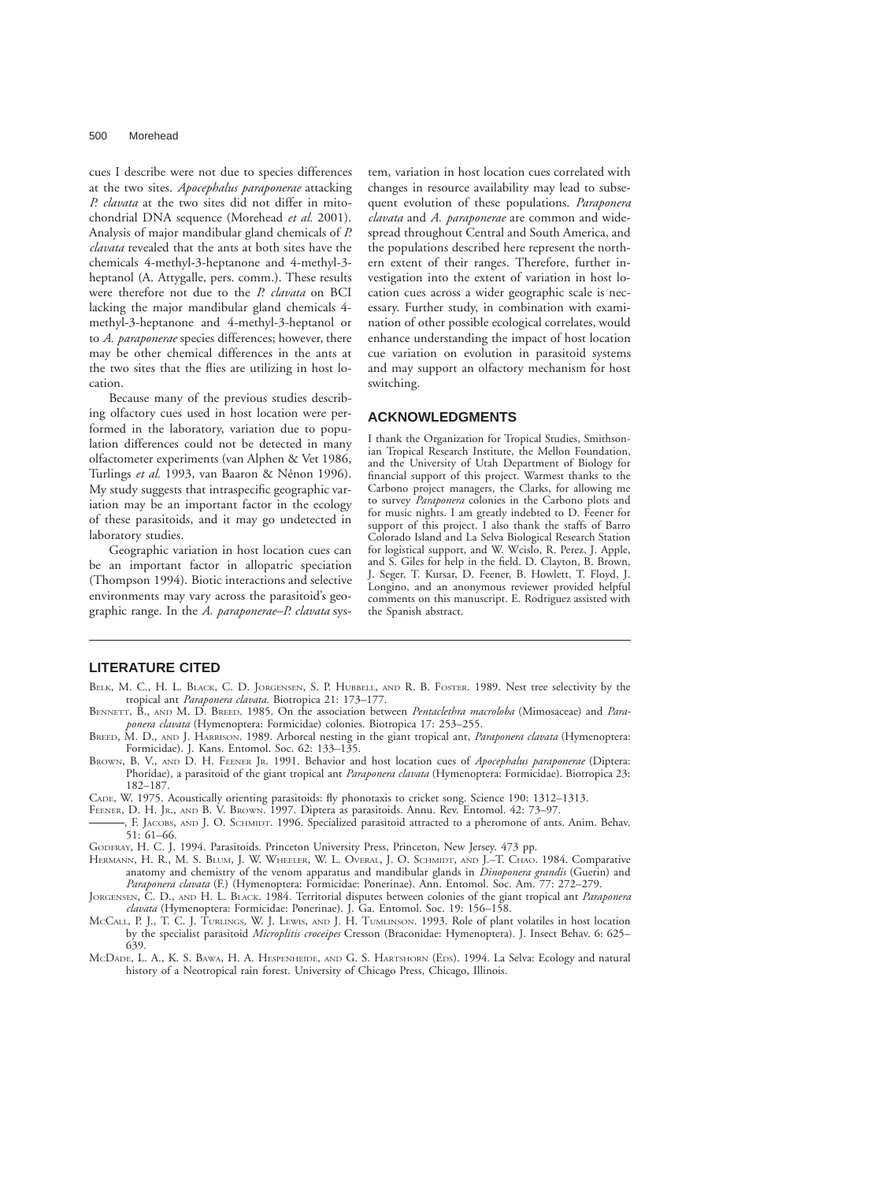cues I describe were not due to species differences at the two sites. *Apocephalus paraponerae* attacking *P. clavata* at the two sites did not differ in mitochondrial DNA sequence (Morehead *et al.* 2001). Analysis of major mandibular gland chemicals of *P. clavata* revealed that the ants at both sites have the chemicals 4-methyl-3-heptanone and 4-methyl-3-heptanol (A. Attygalle, pers. comm.). These results were therefore not due to the *P. clavata* on BCI lacking the major mandibular gland chemicals 4-methyl-3-heptanone and 4-methyl-3-heptanol or to *A. paraponerae* species differences; however, there may be other chemical differences in the ants at the two sites that the flies are utilizing in host location.

Because many of the previous studies describing olfactory cues used in host location were performed in the laboratory, variation due to population differences could not be detected in many olfactometer experiments (van Alphen & Vet 1986, Turlings *et al.* 1993, van Baaron & Nénon 1996). My study suggests that intraspecific geographic variation may be an important factor in the ecology of these parasitoids, and it may go undetected in laboratory studies.

Geographic variation in host location cues can be an important factor in allopatric speciation (Thompson 1994). Biotic interactions and selective environments may vary across the parasitoid's geographic range. In the *A. paraponerae*–*P. clavata* system, variation in host location cues correlated with changes in resource availability may lead to subsequent evolution of these populations. *Paraponera clavata* and *A. paraponerae* are common and widespread throughout Central and South America, and the populations described here represent the northern extent of their ranges. Therefore, further investigation into the extent of variation in host location cues across a wider geographic scale is necessary. Further study, in combination with examination of other possible ecological correlates, would enhance understanding the impact of host location cue variation on evolution in parasitoid systems and may support an olfactory mechanism for host switching.

## ACKNOWLEDGMENTS

I thank the Organization for Tropical Studies, Smithsonian Tropical Research Institute, the Mellon Foundation, and the University of Utah Department of Biology for financial support of this project. Warmest thanks to the Carbono project managers, the Clarks, for allowing me to survey *Paraponera* colonies in the Carbono plots and for music nights. I am greatly indebted to D. Feener for support of this project. I also thank the staffs of Barro Colorado Island and La Selva Biological Research Station for logistical support, and W. Wcislo, R. Perez, J. Apple, and S. Giles for help in the field. D. Clayton, B. Brown, J. Seger, T. Kursar, D. Feener, B. Howlett, T. Floyd, J. Longino, and an anonymous reviewer provided helpful comments on this manuscript. E. Rodriguez assisted with the Spanish abstract.

## LITERATURE CITED

Belk, M. C., H. L. Black, C. D. Jorgensen, S. P. Hubbell, and R. B. Foster. 1989. Nest tree selectivity by the tropical ant *Paraponera clavata.* Biotropica 21: 173–177.

Bennett, B., and M. D. Breed. 1985. On the association between *Pentaclethra macroloba* (Mimosaceae) and *Paraponera clavata* (Hymenoptera: Formicidae) colonies. Biotropica 17: 253–255.

Breed, M. D., and J. Harrison. 1989. Arboreal nesting in the giant tropical ant, *Paraponera clavata* (Hymenoptera: Formicidae). J. Kans. Entomol. Soc. 62: 133–135.

Brown, B. V., and D. H. Feener Jr. 1991. Behavior and host location cues of *Apocephalus paraponerae* (Diptera: Phoridae), a parasitoid of the giant tropical ant *Paraponera clavata* (Hymenoptera: Formicidae). Biotropica 23: 182–187.

Cade, W. 1975. Acoustically orienting parasitoids: fly phonotaxis to cricket song. Science 190: 1312–1313.

Feener, D. H. Jr., and B. V. Brown. 1997. Diptera as parasitoids. Annu. Rev. Entomol. 42: 73–97.

———, F. Jacobs, and J. O. Schmidt. 1996. Specialized parasitoid attracted to a pheromone of ants. Anim. Behav. 51: 61–66.

Godfray, H. C. J. 1994. Parasitoids. Princeton University Press, Princeton, New Jersey. 473 pp.

Hermann, H. R., M. S. Blum, J. W. Wheeler, W. L. Overal, J. O. Schmidt, and J.–T. Chao. 1984. Comparative anatomy and chemistry of the venom apparatus and mandibular glands in *Dinoponera grandis* (Guerin) and *Paraponera clavata* (F.) (Hymenoptera: Formicidae: Ponerinae). Ann. Entomol. Soc. Am. 77: 272–279.

Jorgensen, C. D., and H. L. Black. 1984. Territorial disputes between colonies of the giant tropical ant *Paraponera clavata* (Hymenoptera: Formicidae: Ponerinae). J. Ga. Entomol. Soc. 19: 156–158.

McCall, P. J., T. C. J. Turlings, W. J. Lewis, and J. H. Tumlinson. 1993. Role of plant volatiles in host location by the specialist parasitoid *Microplitis croceipes* Cresson (Braconidae: Hymenoptera). J. Insect Behav. 6: 625–639.

McDade, L. A., K. S. Bawa, H. A. Hespenheide, and G. S. Hartshorn (Eds). 1994. La Selva: Ecology and natural history of a Neotropical rain forest. University of Chicago Press, Chicago, Illinois.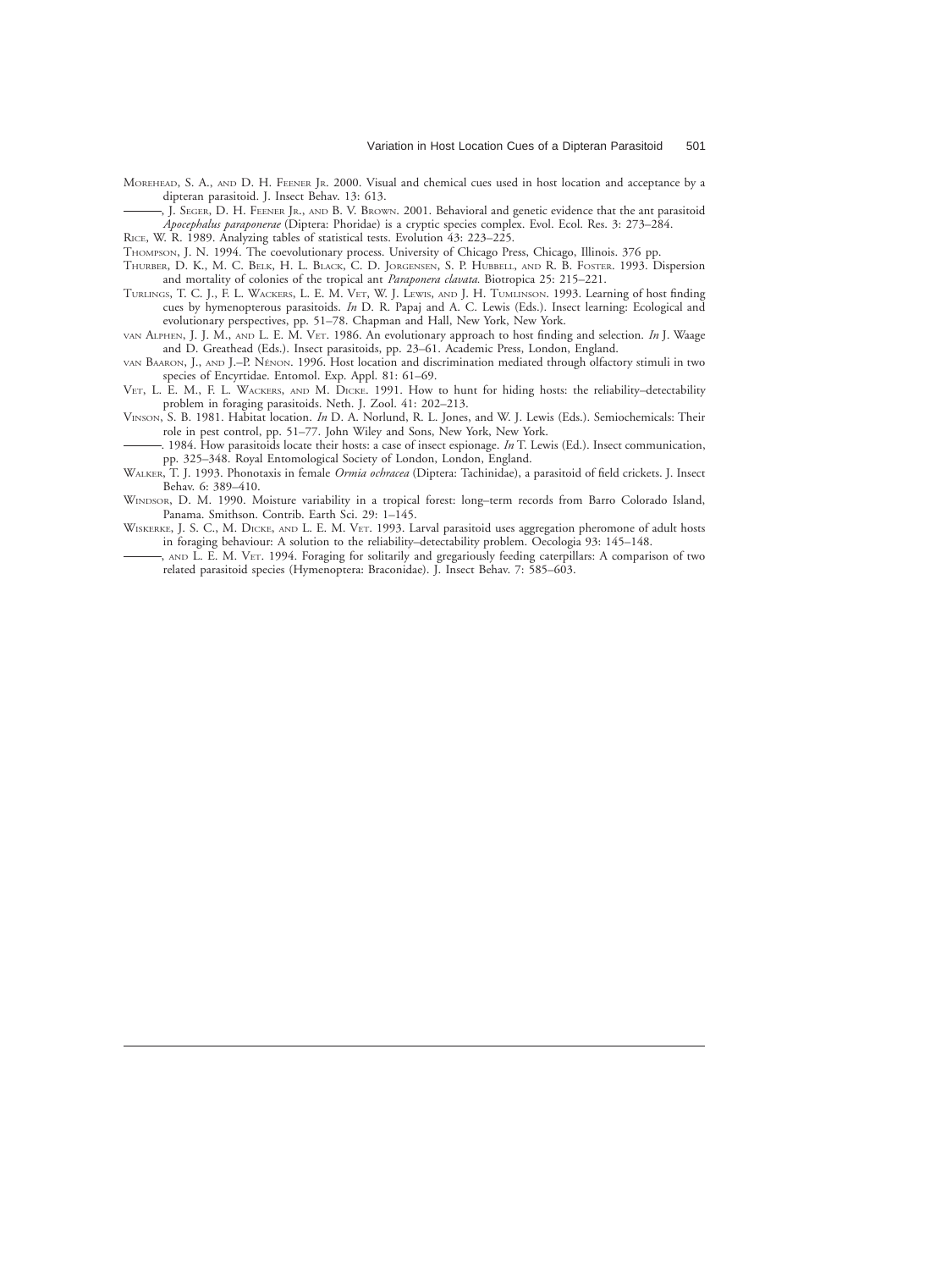Morehead, S. A., and D. H. Feener Jr. 2000. Visual and chemical cues used in host location and acceptance by a dipteran parasitoid. J. Insect Behav. 13: 613.

———, J. Seger, D. H. Feener Jr., and B. V. Brown. 2001. Behavioral and genetic evidence that the ant parasitoid *Apocephalus paraponerae* (Diptera: Phoridae) is a cryptic species complex. Evol. Ecol. Res. 3: 273–284.

Rice, W. R. 1989. Analyzing tables of statistical tests. Evolution 43: 223–225.

Thompson, J. N. 1994. The coevolutionary process. University of Chicago Press, Chicago, Illinois. 376 pp.

Thurber, D. K., M. C. Belk, H. L. Black, C. D. Jorgensen, S. P. Hubbell, and R. B. Foster. 1993. Dispersion and mortality of colonies of the tropical ant *Paraponera clavata.* Biotropica 25: 215–221.

Turlings, T. C. J., F. L. Wackers, L. E. M. Vet, W. J. Lewis, and J. H. Tumlinson. 1993. Learning of host finding cues by hymenopterous parasitoids. *In* D. R. Papaj and A. C. Lewis (Eds.). Insect learning: Ecological and evolutionary perspectives, pp. 51–78. Chapman and Hall, New York, New York.

van Alphen, J. J. M., and L. E. M. Vet. 1986. An evolutionary approach to host finding and selection. *In* J. Waage and D. Greathead (Eds.). Insect parasitoids, pp. 23–61. Academic Press, London, England.

van Baaron, J., and J.–P. Nénon. 1996. Host location and discrimination mediated through olfactory stimuli in two species of Encyrtidae. Entomol. Exp. Appl. 81: 61–69.

Vet, L. E. M., F. L. Wackers, and M. Dicke. 1991. How to hunt for hiding hosts: the reliability–detectability problem in foraging parasitoids. Neth. J. Zool. 41: 202–213.

Vinson, S. B. 1981. Habitat location. *In* D. A. Norlund, R. L. Jones, and W. J. Lewis (Eds.). Semiochemicals: Their role in pest control, pp. 51–77. John Wiley and Sons, New York, New York.

———. 1984. How parasitoids locate their hosts: a case of insect espionage. *In* T. Lewis (Ed.). Insect communication, pp. 325–348. Royal Entomological Society of London, London, England.

Walker, T. J. 1993. Phonotaxis in female *Ormia ochracea* (Diptera: Tachinidae), a parasitoid of field crickets. J. Insect Behav. 6: 389–410.

Windsor, D. M. 1990. Moisture variability in a tropical forest: long–term records from Barro Colorado Island, Panama. Smithson. Contrib. Earth Sci. 29: 1–145.

Wiskerke, J. S. C., M. Dicke, and L. E. M. Vet. 1993. Larval parasitoid uses aggregation pheromone of adult hosts in foraging behaviour: A solution to the reliability–detectability problem. Oecologia 93: 145–148.

———, and L. E. M. Vet. 1994. Foraging for solitarily and gregariously feeding caterpillars: A comparison of two related parasitoid species (Hymenoptera: Braconidae). J. Insect Behav. 7: 585–603.